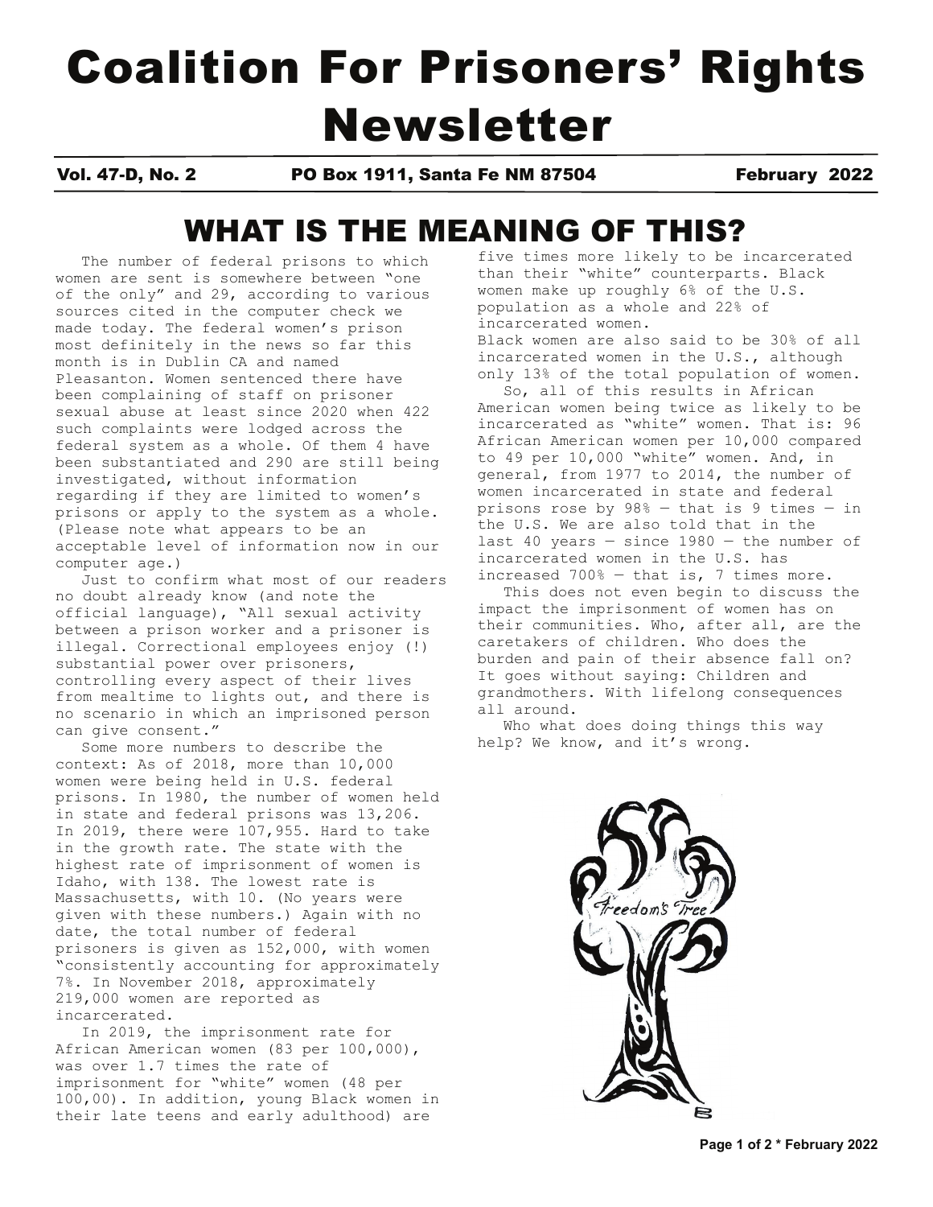# Coalition For Prisoners' Rights Newsletter

**Vol. 47-D, No. 2** **PO Box 1911, Santa Fe NM 87504** **February 2022**

## WHAT IS THE MEANING OF THIS?

The number of federal prisons to which women are sent is somewhere between "one of the only" and 29, according to various sources cited in the computer check we made today. The federal women's prison most definitely in the news so far this month is in Dublin CA and named Pleasanton. Women sentenced there have been complaining of staff on prisoner sexual abuse at least since 2020 when 422 such complaints were lodged across the federal system as a whole. Of them 4 have been substantiated and 290 are still being investigated, without information regarding if they are limited to women's prisons or apply to the system as a whole. (Please note what appears to be an acceptable level of information now in our computer age.)

Just to confirm what most of our readers no doubt already know (and note the official language), "All sexual activity between a prison worker and a prisoner is illegal. Correctional employees enjoy (!) substantial power over prisoners, controlling every aspect of their lives from mealtime to lights out, and there is no scenario in which an imprisoned person can give consent."

Some more numbers to describe the context: As of 2018, more than 10,000 women were being held in U.S. federal prisons. In 1980, the number of women held in state and federal prisons was 13,206. In 2019, there were 107,955. Hard to take in the growth rate. The state with the highest rate of imprisonment of women is Idaho, with 138. The lowest rate is Massachusetts, with 10. (No years were given with these numbers.) Again with no date, the total number of federal prisoners is given as 152,000, with women "consistently accounting for approximately 7%. In November 2018, approximately 219,000 women are reported as incarcerated.

In 2019, the imprisonment rate for African American women (83 per 100,000), was over 1.7 times the rate of imprisonment for "white" women (48 per 100,00). In addition, young Black women in their late teens and early adulthood) are five times more likely to be incarcerated than their "white" counterparts. Black women make up roughly 6% of the U.S. population as a whole and 22% of incarcerated women.
Black women are also said to be 30% of all incarcerated women in the U.S., although only 13% of the total population of women.

So, all of this results in African American women being twice as likely to be incarcerated as "white" women. That is: 96 African American women per 10,000 compared to 49 per 10,000 "white" women. And, in general, from 1977 to 2014, the number of women incarcerated in state and federal prisons rose by 98% — that is 9 times — in the U.S. We are also told that in the last 40 years — since 1980 — the number of incarcerated women in the U.S. has increased 700% — that is, 7 times more.

This does not even begin to discuss the impact the imprisonment of women has on their communities. Who, after all, are the caretakers of children. Who does the burden and pain of their absence fall on? It goes without saying: Children and grandmothers. With lifelong consequences all around.

Who what does doing things this way help? We know, and it's wrong.

Freedom's Tree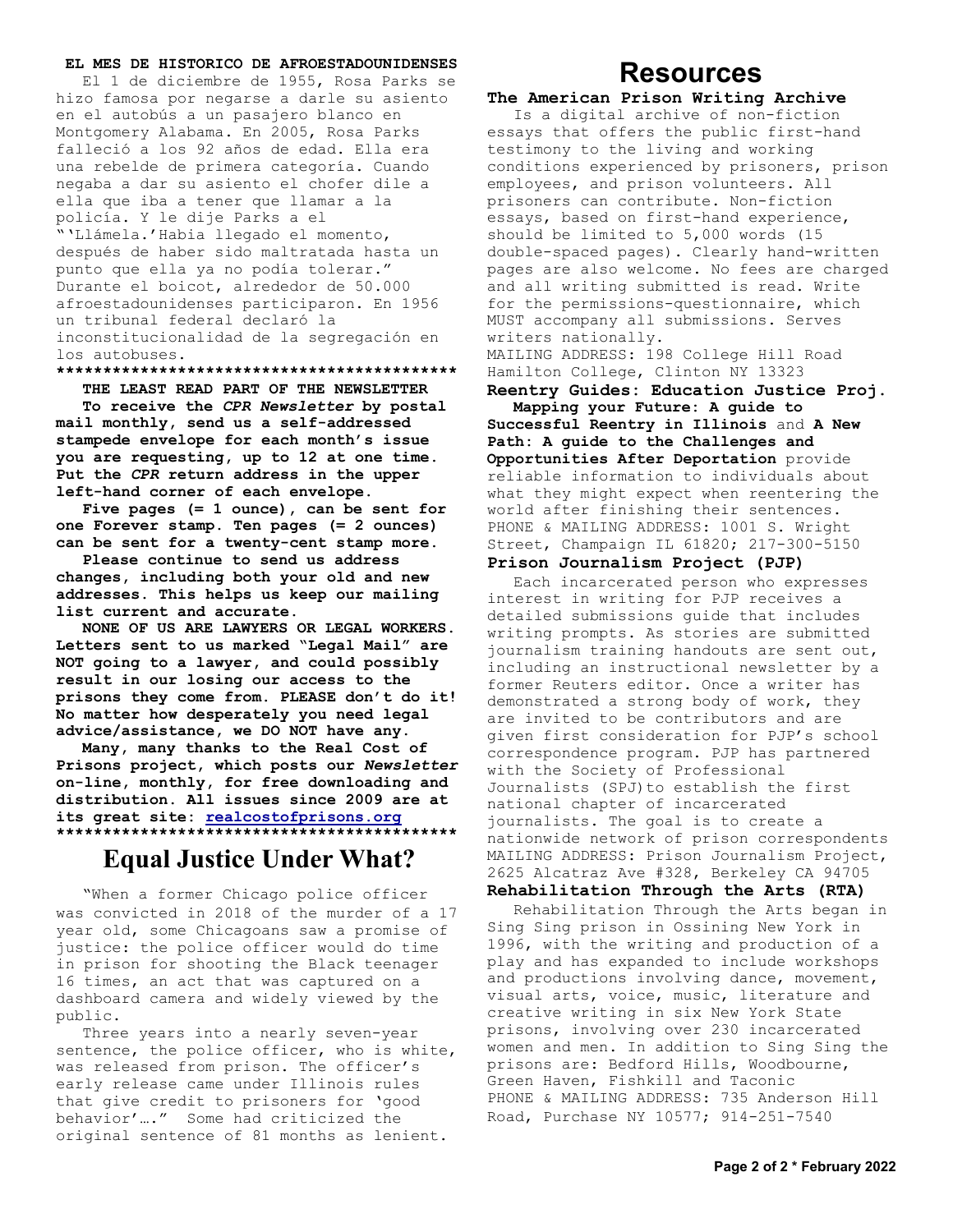**EL MES DE HISTORICO DE AFROESTADOUNIDENSES**

El 1 de diciembre de 1955, Rosa Parks se hizo famosa por negarse a darle su asiento en el autobús a un pasajero blanco en Montgomery Alabama. En 2005, Rosa Parks falleció a los 92 años de edad. Ella era una rebelde de primera categoría. Cuando negaba a dar su asiento el chofer dile a ella que iba a tener que llamar a la policía. Y le dije Parks a el "'Llámela.'Habia llegado el momento, después de haber sido maltratada hasta un punto que ella ya no podía tolerar." Durante el boicot, alrededor de 50.000 afroestadounidenses participaron. En 1956 un tribunal federal declaró la inconstitucionalidad de la segregación en los autobuses.

*******************************************

**THE LEAST READ PART OF THE NEWSLETTER**

**To receive the *CPR Newsletter* by postal mail monthly, send us a self-addressed stampede envelope for each month's issue you are requesting, up to 12 at one time. Put the *CPR* return address in the upper left-hand corner of each envelope.**

**Five pages (= 1 ounce), can be sent for one Forever stamp. Ten pages (= 2 ounces) can be sent for a twenty-cent stamp more.**

**Please continue to send us address changes, including both your old and new addresses. This helps us keep our mailing list current and accurate.**

**NONE OF US ARE LAWYERS OR LEGAL WORKERS. Letters sent to us marked "Legal Mail" are NOT going to a lawyer, and could possibly result in our losing our access to the prisons they come from. PLEASE don't do it! No matter how desperately you need legal advice/assistance, we DO NOT have any.**

**Many, many thanks to the Real Cost of Prisons project, which posts our *Newsletter* on-line, monthly, for free downloading and distribution. All issues since 2009 are at its great site: realcostofprisons.org**

*******************************************

# Equal Justice Under What?

"When a former Chicago police officer was convicted in 2018 of the murder of a 17 year old, some Chicagoans saw a promise of justice: the police officer would do time in prison for shooting the Black teenager 16 times, an act that was captured on a dashboard camera and widely viewed by the public.

Three years into a nearly seven-year sentence, the police officer, who is white, was released from prison. The officer's early release came under Illinois rules that give credit to prisoners for 'good behavior'…." Some had criticized the original sentence of 81 months as lenient.

# Resources

**The American Prison Writing Archive**

Is a digital archive of non-fiction essays that offers the public first-hand testimony to the living and working conditions experienced by prisoners, prison employees, and prison volunteers. All prisoners can contribute. Non-fiction essays, based on first-hand experience, should be limited to 5,000 words (15 double-spaced pages). Clearly hand-written pages are also welcome. No fees are charged and all writing submitted is read. Write for the permissions-questionnaire, which MUST accompany all submissions. Serves writers nationally.
MAILING ADDRESS: 198 College Hill Road Hamilton College, Clinton NY 13323

**Reentry Guides: Education Justice Proj.**

**Mapping your Future: A guide to Successful Reentry in Illinois** and **A New Path: A guide to the Challenges and Opportunities After Deportation** provide reliable information to individuals about what they might expect when reentering the world after finishing their sentences.
PHONE & MAILING ADDRESS: 1001 S. Wright Street, Champaign IL 61820; 217-300-5150

**Prison Journalism Project (PJP)**

Each incarcerated person who expresses interest in writing for PJP receives a detailed submissions guide that includes writing prompts. As stories are submitted journalism training handouts are sent out, including an instructional newsletter by a former Reuters editor. Once a writer has demonstrated a strong body of work, they are invited to be contributors and are given first consideration for PJP's school correspondence program. PJP has partnered with the Society of Professional Journalists (SPJ)to establish the first national chapter of incarcerated journalists. The goal is to create a nationwide network of prison correspondents
MAILING ADDRESS: Prison Journalism Project, 2625 Alcatraz Ave #328, Berkeley CA 94705

**Rehabilitation Through the Arts (RTA)**

Rehabilitation Through the Arts began in Sing Sing prison in Ossining New York in 1996, with the writing and production of a play and has expanded to include workshops and productions involving dance, movement, visual arts, voice, music, literature and creative writing in six New York State prisons, involving over 230 incarcerated women and men. In addition to Sing Sing the prisons are: Bedford Hills, Woodbourne, Green Haven, Fishkill and Taconic
PHONE & MAILING ADDRESS: 735 Anderson Hill Road, Purchase NY 10577; 914-251-7540